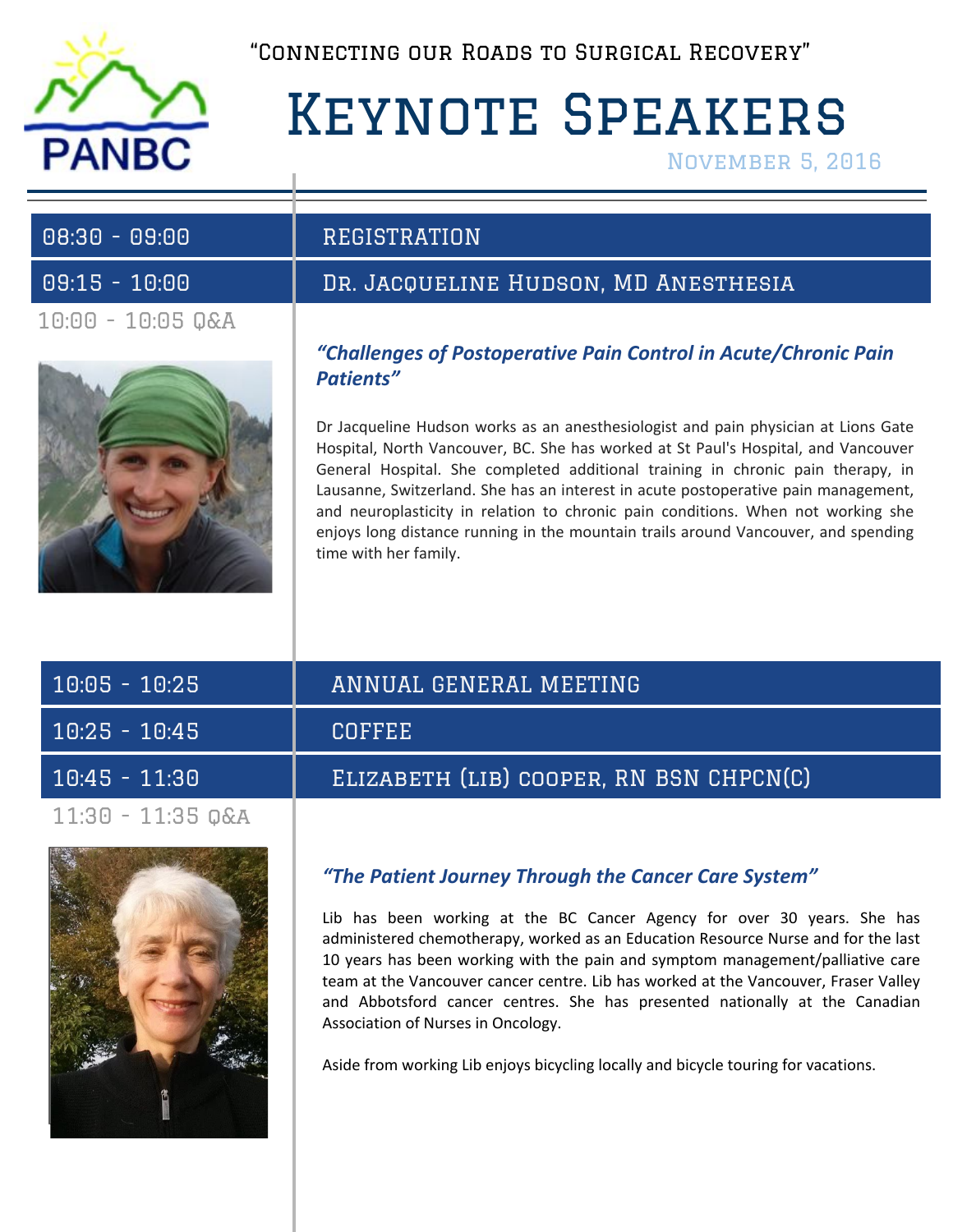PANBC

"Connecting our Roads to Surgical Recovery"

# Keynote Speakers

November 5, 2016

| | |
|---|---|
| 08:30 - 09:00 | REGISTRATION |
| 09:15 - 10:00 | Dr. Jacqueline Hudson, MD Anesthesia |

10:00 - 10:05 Q&A

### *"Challenges of Postoperative Pain Control in Acute/Chronic Pain Patients"*

Dr Jacqueline Hudson works as an anesthesiologist and pain physician at Lions Gate Hospital, North Vancouver, BC. She has worked at St Paul's Hospital, and Vancouver General Hospital. She completed additional training in chronic pain therapy, in Lausanne, Switzerland. She has an interest in acute postoperative pain management, and neuroplasticity in relation to chronic pain conditions. When not working she enjoys long distance running in the mountain trails around Vancouver, and spending time with her family.

| | |
|---|---|
| 10:05 - 10:25 | ANNUAL GENERAL MEETING |
| 10:25 - 10:45 | COFFEE |
| 10:45 - 11:30 | Elizabeth (Lib) cooper, RN BSN CHPCN(C) |

11:30 - 11:35 Q&A

### *"The Patient Journey Through the Cancer Care System"*

Lib has been working at the BC Cancer Agency for over 30 years. She has administered chemotherapy, worked as an Education Resource Nurse and for the last 10 years has been working with the pain and symptom management/palliative care team at the Vancouver cancer centre. Lib has worked at the Vancouver, Fraser Valley and Abbotsford cancer centres. She has presented nationally at the Canadian Association of Nurses in Oncology.

Aside from working Lib enjoys bicycling locally and bicycle touring for vacations.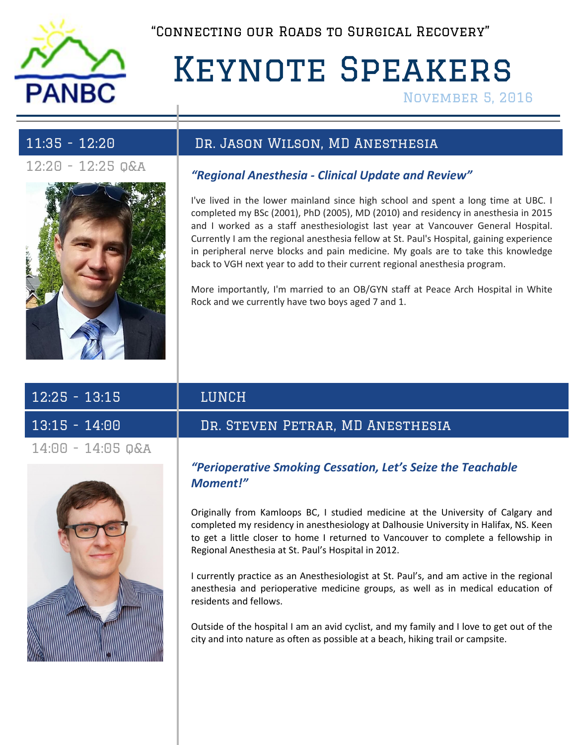"Connecting our Roads to Surgical Recovery"

# Keynote Speakers

November 5, 2016

## 11:35 - 12:20 — Dr. Jason Wilson, MD Anesthesia

12:20 - 12:25 Q&A

### *"Regional Anesthesia - Clinical Update and Review"*

I've lived in the lower mainland since high school and spent a long time at UBC. I completed my BSc (2001), PhD (2005), MD (2010) and residency in anesthesia in 2015 and I worked as a staff anesthesiologist last year at Vancouver General Hospital. Currently I am the regional anesthesia fellow at St. Paul's Hospital, gaining experience in peripheral nerve blocks and pain medicine. My goals are to take this knowledge back to VGH next year to add to their current regional anesthesia program.

More importantly, I'm married to an OB/GYN staff at Peace Arch Hospital in White Rock and we currently have two boys aged 7 and 1.

## 12:25 - 13:15 — LUNCH

## 13:15 - 14:00 — Dr. Steven Petrar, MD Anesthesia

14:00 - 14:05 Q&A

### *"Perioperative Smoking Cessation, Let's Seize the Teachable Moment!"*

Originally from Kamloops BC, I studied medicine at the University of Calgary and completed my residency in anesthesiology at Dalhousie University in Halifax, NS. Keen to get a little closer to home I returned to Vancouver to complete a fellowship in Regional Anesthesia at St. Paul's Hospital in 2012.

I currently practice as an Anesthesiologist at St. Paul's, and am active in the regional anesthesia and perioperative medicine groups, as well as in medical education of residents and fellows.

Outside of the hospital I am an avid cyclist, and my family and I love to get out of the city and into nature as often as possible at a beach, hiking trail or campsite.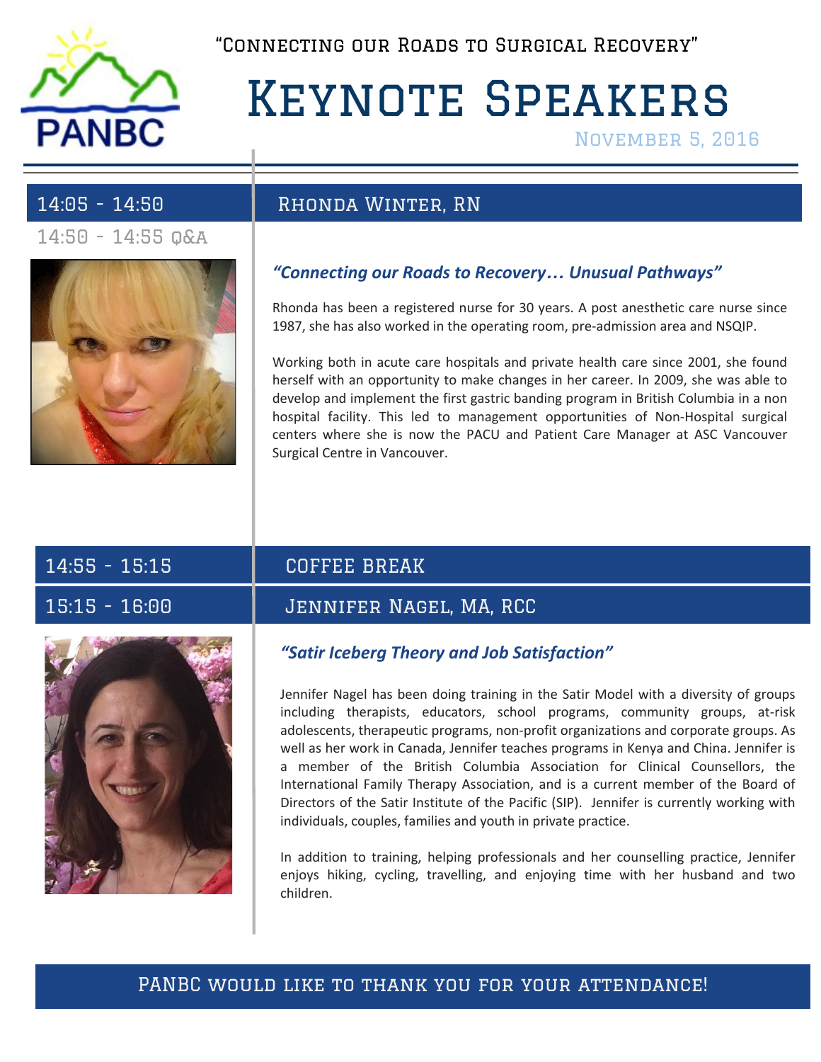PANBC

"Connecting our Roads to Surgical Recovery"

# Keynote Speakers

November 5, 2016

## 14:05 - 14:50 | Rhonda Winter, RN

14:50 - 14:55 Q&A

### *"Connecting our Roads to Recovery… Unusual Pathways"*

Rhonda has been a registered nurse for 30 years. A post anesthetic care nurse since 1987, she has also worked in the operating room, pre-admission area and NSQIP.

Working both in acute care hospitals and private health care since 2001, she found herself with an opportunity to make changes in her career. In 2009, she was able to develop and implement the first gastric banding program in British Columbia in a non hospital facility. This led to management opportunities of Non-Hospital surgical centers where she is now the PACU and Patient Care Manager at ASC Vancouver Surgical Centre in Vancouver.

## 14:55 - 15:15 | Coffee Break

## 15:15 - 16:00 | Jennifer Nagel, MA, RCC

### *"Satir Iceberg Theory and Job Satisfaction"*

Jennifer Nagel has been doing training in the Satir Model with a diversity of groups including therapists, educators, school programs, community groups, at-risk adolescents, therapeutic programs, non-profit organizations and corporate groups. As well as her work in Canada, Jennifer teaches programs in Kenya and China. Jennifer is a member of the British Columbia Association for Clinical Counsellors, the International Family Therapy Association, and is a current member of the Board of Directors of the Satir Institute of the Pacific (SIP). Jennifer is currently working with individuals, couples, families and youth in private practice.

In addition to training, helping professionals and her counselling practice, Jennifer enjoys hiking, cycling, travelling, and enjoying time with her husband and two children.

PANBC would like to thank you for your attendance!